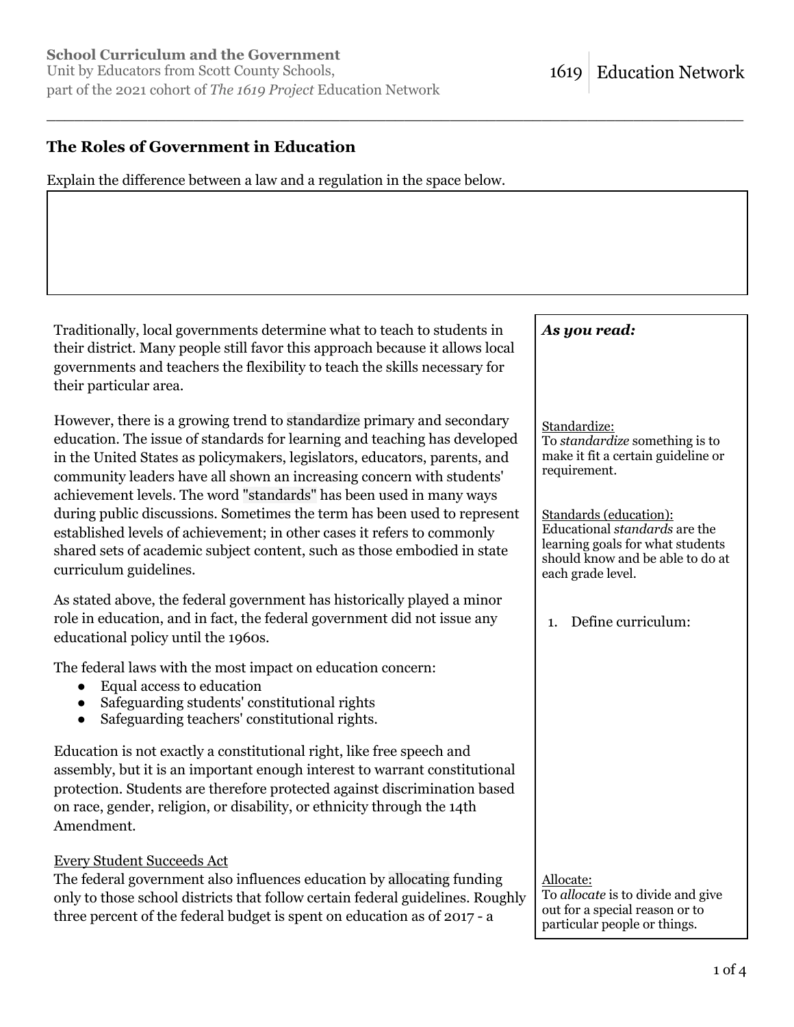School Curriculum and the Government
Unit by Educators from Scott County Schools,
part of the 2021 cohort of *The 1619 Project* Education Network

1619 | Education Network

## The Roles of Government in Education

Explain the difference between a law and a regulation in the space below.

Traditionally, local governments determine what to teach to students in their district. Many people still favor this approach because it allows local governments and teachers the flexibility to teach the skills necessary for their particular area.

However, there is a growing trend to standardize primary and secondary education. The issue of standards for learning and teaching has developed in the United States as policymakers, legislators, educators, parents, and community leaders have all shown an increasing concern with students' achievement levels. The word "standards" has been used in many ways during public discussions. Sometimes the term has been used to represent established levels of achievement; in other cases it refers to commonly shared sets of academic subject content, such as those embodied in state curriculum guidelines.

As stated above, the federal government has historically played a minor role in education, and in fact, the federal government did not issue any educational policy until the 1960s.

The federal laws with the most impact on education concern:

- Equal access to education
- Safeguarding students' constitutional rights
- Safeguarding teachers' constitutional rights.

Education is not exactly a constitutional right, like free speech and assembly, but it is an important enough interest to warrant constitutional protection. Students are therefore protected against discrimination based on race, gender, religion, or disability, or ethnicity through the 14th Amendment.

Every Student Succeeds Act

The federal government also influences education by allocating funding only to those school districts that follow certain federal guidelines. Roughly three percent of the federal budget is spent on education as of 2017 - a

***As you read:***

Standardize:
To *standardize* something is to make it fit a certain guideline or requirement.

Standards (education):
Educational *standards* are the learning goals for what students should know and be able to do at each grade level.

1. Define curriculum:

Allocate:
To *allocate* is to divide and give out for a special reason or to particular people or things.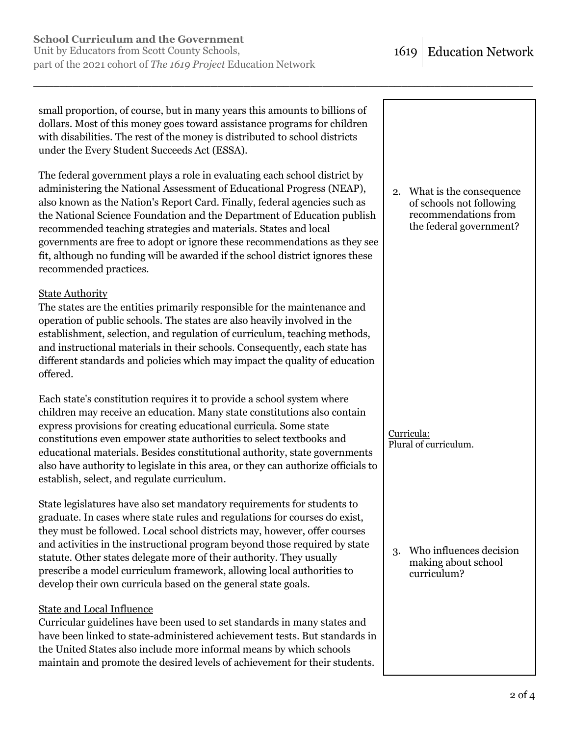small proportion, of course, but in many years this amounts to billions of dollars. Most of this money goes toward assistance programs for children with disabilities. The rest of the money is distributed to school districts under the Every Student Succeeds Act (ESSA).

The federal government plays a role in evaluating each school district by administering the National Assessment of Educational Progress (NEAP), also known as the Nation's Report Card. Finally, federal agencies such as the National Science Foundation and the Department of Education publish recommended teaching strategies and materials. States and local governments are free to adopt or ignore these recommendations as they see fit, although no funding will be awarded if the school district ignores these recommended practices.

2. What is the consequence of schools not following recommendations from the federal government?

<u>State Authority</u>

The states are the entities primarily responsible for the maintenance and operation of public schools. The states are also heavily involved in the establishment, selection, and regulation of curriculum, teaching methods, and instructional materials in their schools. Consequently, each state has different standards and policies which may impact the quality of education offered.

Each state's constitution requires it to provide a school system where children may receive an education. Many state constitutions also contain express provisions for creating educational curricula. Some state constitutions even empower state authorities to select textbooks and educational materials. Besides constitutional authority, state governments also have authority to legislate in this area, or they can authorize officials to establish, select, and regulate curriculum.

<u>Curricula:</u>
Plural of curriculum.

State legislatures have also set mandatory requirements for students to graduate. In cases where state rules and regulations for courses do exist, they must be followed. Local school districts may, however, offer courses and activities in the instructional program beyond those required by state statute. Other states delegate more of their authority. They usually prescribe a model curriculum framework, allowing local authorities to develop their own curricula based on the general state goals.

3. Who influences decision making about school curriculum?

<u>State and Local Influence</u>

Curricular guidelines have been used to set standards in many states and have been linked to state-administered achievement tests. But standards in the United States also include more informal means by which schools maintain and promote the desired levels of achievement for their students.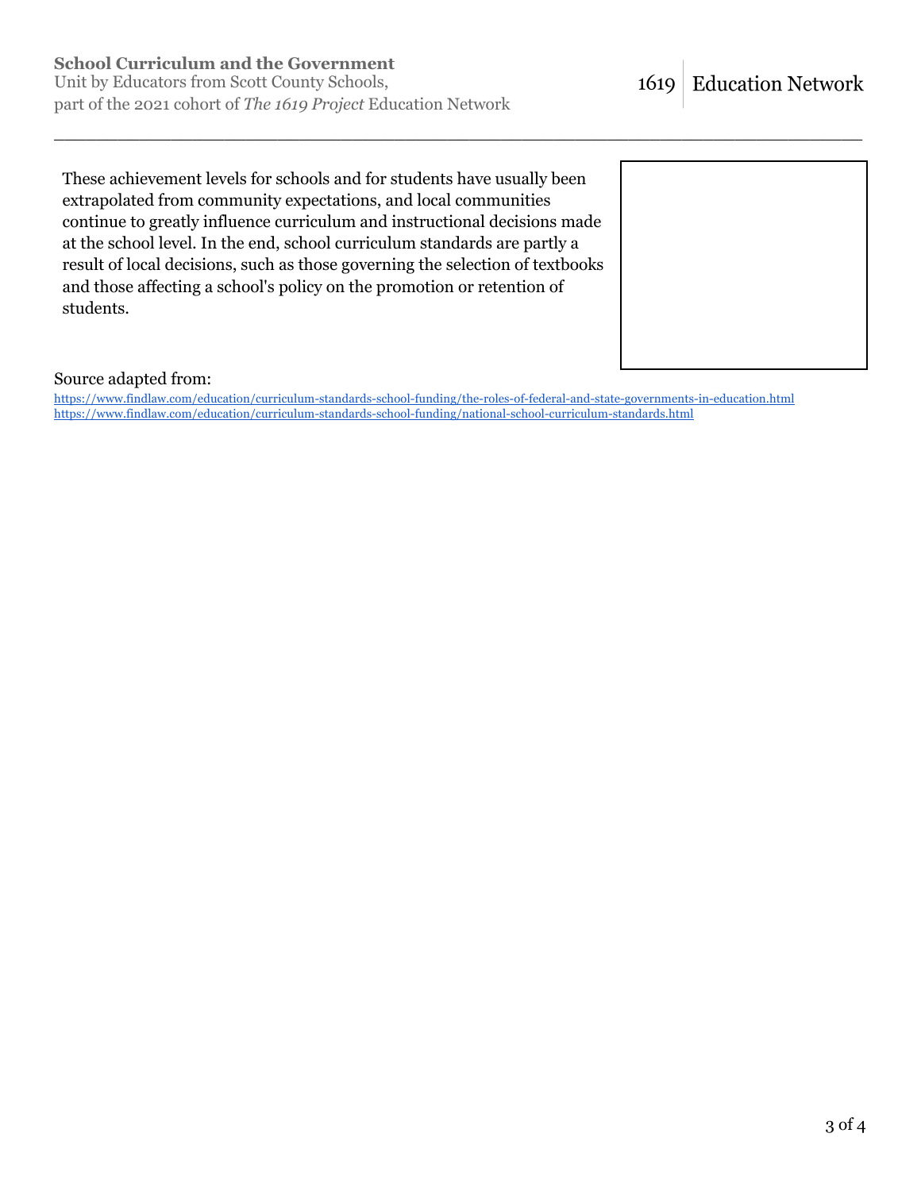These achievement levels for schools and for students have usually been extrapolated from community expectations, and local communities continue to greatly influence curriculum and instructional decisions made at the school level. In the end, school curriculum standards are partly a result of local decisions, such as those governing the selection of textbooks and those affecting a school's policy on the promotion or retention of students.

Source adapted from:
https://www.findlaw.com/education/curriculum-standards-school-funding/the-roles-of-federal-and-state-governments-in-education.html
https://www.findlaw.com/education/curriculum-standards-school-funding/national-school-curriculum-standards.html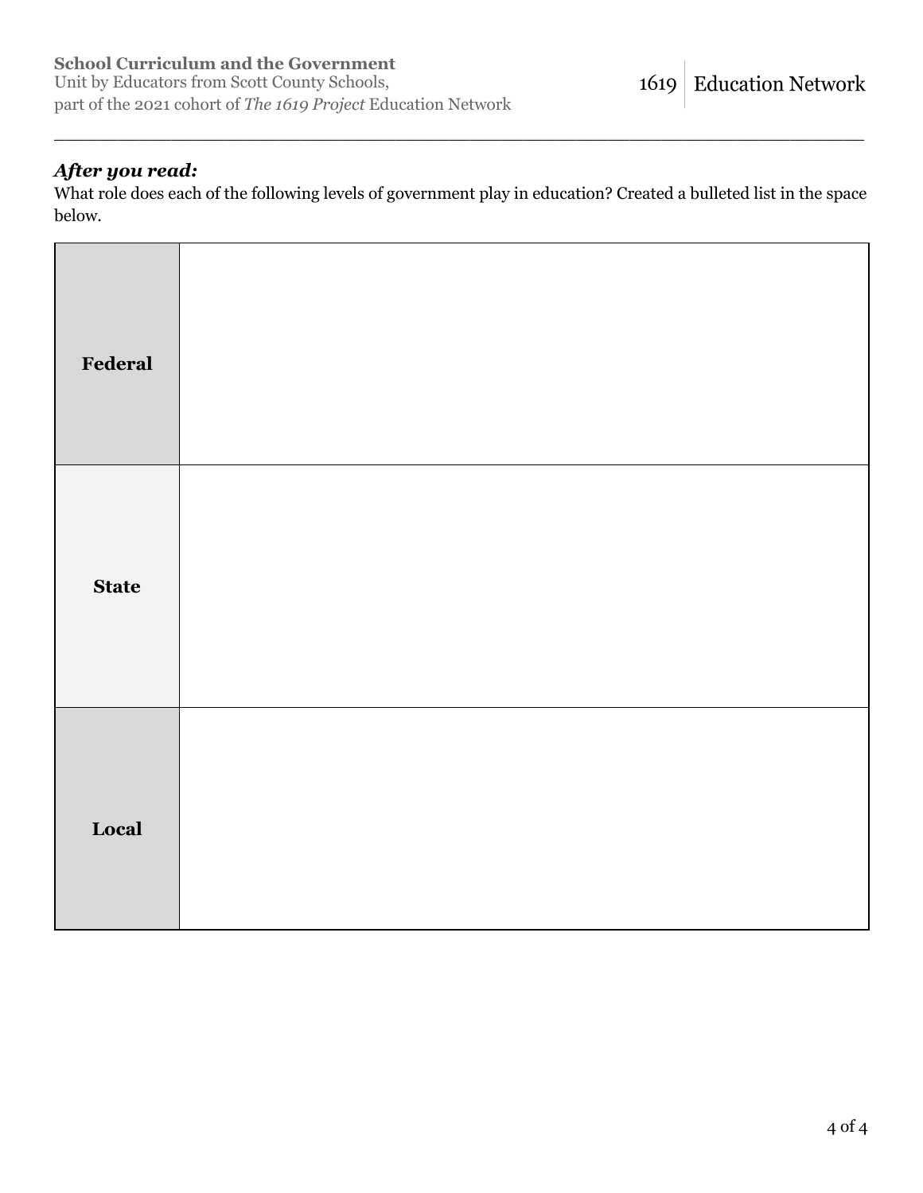### *After you read:*

What role does each of the following levels of government play in education? Created a bulleted list in the space below.

| | |
|---|---|
| **Federal** | |
| **State** | |
| **Local** | |